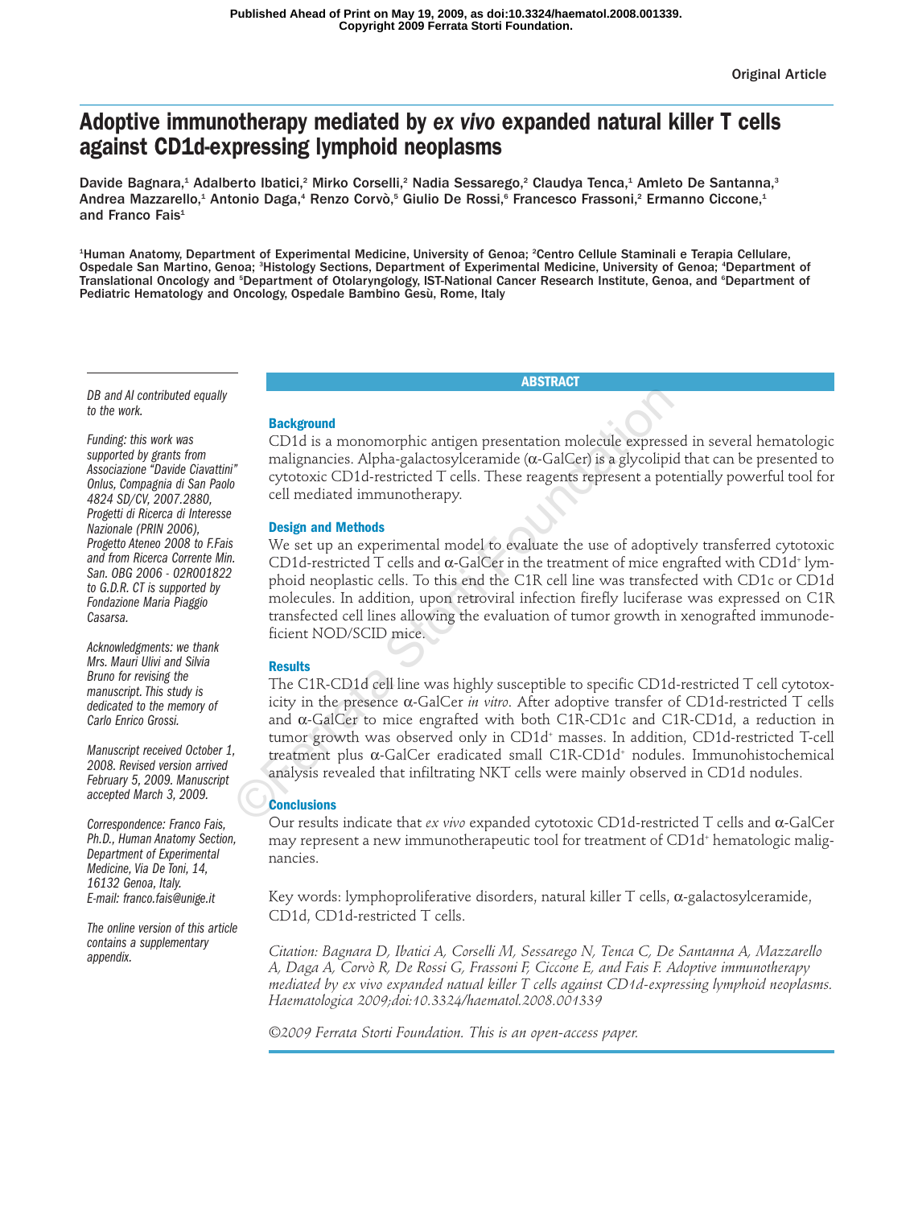Published Ahead of Print on May 19, 2009, as doi:10.3324/haematol.2008.001339.
Copyright 2009 Ferrata Storti Foundation.

Original Article

# Adoptive immunotherapy mediated by *ex vivo* expanded natural killer T cells against CD1d-expressing lymphoid neoplasms

Davide Bagnara,[1] Adalberto Ibatici,[2] Mirko Corselli,[2] Nadia Sessarego,[2] Claudya Tenca,[1] Amleto De Santanna,[3] Andrea Mazzarello,[1] Antonio Daga,[4] Renzo Corvò,[5] Giulio De Rossi,[6] Francesco Frassoni,[2] Ermanno Ciccone,[1] and Franco Fais[1]

[1]Human Anatomy, Department of Experimental Medicine, University of Genoa; [2]Centro Cellule Staminali e Terapia Cellulare, Ospedale San Martino, Genoa; [3]Histology Sections, Department of Experimental Medicine, University of Genoa; [4]Department of Translational Oncology and [5]Department of Otolaryngology, IST-National Cancer Research Institute, Genoa, and [6]Department of Pediatric Hematology and Oncology, Ospedale Bambino Gesù, Rome, Italy

*DB and AI contributed equally to the work.*

*Funding: this work was supported by grants from Associazione "Davide Ciavattini" Onlus, Compagnia di San Paolo 4824 SD/CV, 2007.2880, Progetti di Ricerca di Interesse Nazionale (PRIN 2006), Progetto Ateneo 2008 to F.Fais and from Ricerca Corrente Min. San. OBG 2006 - 02R001822 to G.D.R. CT is supported by Fondazione Maria Piaggio Casarsa.*

*Acknowledgments: we thank Mrs. Mauri Ulivi and Silvia Bruno for revising the manuscript. This study is dedicated to the memory of Carlo Enrico Grossi.*

*Manuscript received October 1, 2008. Revised version arrived February 5, 2009. Manuscript accepted March 3, 2009.*

*Correspondence: Franco Fais, Ph.D., Human Anatomy Section, Department of Experimental Medicine, Via De Toni, 14, 16132 Genoa, Italy. E-mail: franco.fais@unige.it*

*The online version of this article contains a supplementary appendix.*

## ABSTRACT

### Background

CD1d is a monomorphic antigen presentation molecule expressed in several hematologic malignancies. Alpha-galactosylceramide (α-GalCer) is a glycolipid that can be presented to cytotoxic CD1d-restricted T cells. These reagents represent a potentially powerful tool for cell mediated immunotherapy.

### Design and Methods

We set up an experimental model to evaluate the use of adoptively transferred cytotoxic CD1d-restricted T cells and α-GalCer in the treatment of mice engrafted with CD1d$^+$ lymphoid neoplastic cells. To this end the C1R cell line was transfected with CD1c or CD1d molecules. In addition, upon retroviral infection firefly luciferase was expressed on C1R transfected cell lines allowing the evaluation of tumor growth in xenografted immunodeficient NOD/SCID mice.

### Results

The C1R-CD1d cell line was highly susceptible to specific CD1d-restricted T cell cytotoxicity in the presence α-GalCer *in vitro*. After adoptive transfer of CD1d-restricted T cells and α-GalCer to mice engrafted with both C1R-CD1c and C1R-CD1d, a reduction in tumor growth was observed only in CD1d$^+$ masses. In addition, CD1d-restricted T-cell treatment plus α-GalCer eradicated small C1R-CD1d$^+$ nodules. Immunohistochemical analysis revealed that infiltrating NKT cells were mainly observed in CD1d nodules.

### Conclusions

Our results indicate that *ex vivo* expanded cytotoxic CD1d-restricted T cells and α-GalCer may represent a new immunotherapeutic tool for treatment of CD1d$^+$ hematologic malignancies.

Key words: lymphoproliferative disorders, natural killer T cells, α-galactosylceramide, CD1d, CD1d-restricted T cells.

*Citation: Bagnara D, Ibatici A, Corselli M, Sessarego N, Tenca C, De Santanna A, Mazzarello A, Daga A, Corvò R, De Rossi G, Frassoni F, Ciccone E, and Fais F. Adoptive immunotherapy mediated by ex vivo expanded natual killer T cells against CD1d-expressing lymphoid neoplasms. Haematologica 2009;doi:10.3324/haematol.2008.001339*

*©2009 Ferrata Storti Foundation. This is an open-access paper.*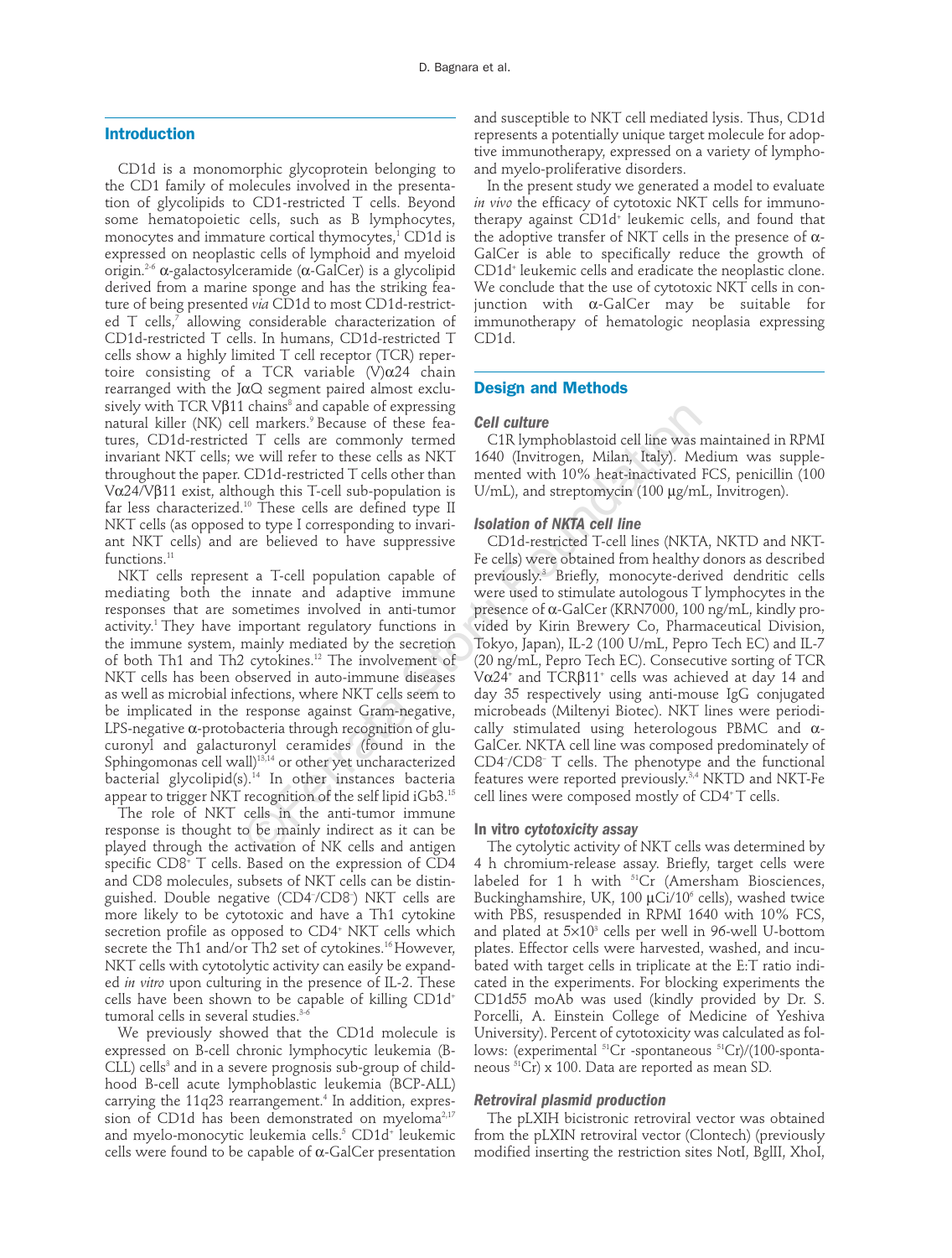## Introduction

CD1d is a monomorphic glycoprotein belonging to the CD1 family of molecules involved in the presentation of glycolipids to CD1-restricted T cells. Beyond some hematopoietic cells, such as B lymphocytes, monocytes and immature cortical thymocytes,[1] CD1d is expressed on neoplastic cells of lymphoid and myeloid origin.[2-6] α-galactosylceramide (α-GalCer) is a glycolipid derived from a marine sponge and has the striking feature of being presented *via* CD1d to most CD1d-restricted T cells,[7] allowing considerable characterization of CD1d-restricted T cells. In humans, CD1d-restricted T cells show a highly limited T cell receptor (TCR) repertoire consisting of a TCR variable (V)α24 chain rearranged with the JαQ segment paired almost exclusively with TCR Vβ11 chains[8] and capable of expressing natural killer (NK) cell markers.[9] Because of these features, CD1d-restricted T cells are commonly termed invariant NKT cells; we will refer to these cells as NKT throughout the paper. CD1d-restricted T cells other than Vα24/Vβ11 exist, although this T-cell sub-population is far less characterized.[10] These cells are defined type II NKT cells (as opposed to type I corresponding to invariant NKT cells) and are believed to have suppressive functions.[11]

NKT cells represent a T-cell population capable of mediating both the innate and adaptive immune responses that are sometimes involved in anti-tumor activity.[1] They have important regulatory functions in the immune system, mainly mediated by the secretion of both Th1 and Th2 cytokines.[12] The involvement of NKT cells has been observed in auto-immune diseases as well as microbial infections, where NKT cells seem to be implicated in the response against Gram-negative, LPS-negative α-protobacteria through recognition of glucuronyl and galacturonyl ceramides (found in the Sphingomonas cell wall)[13,14] or other yet uncharacterized bacterial glycolipid(s).[14] In other instances bacteria appear to trigger NKT recognition of the self lipid iGb3.[15]

The role of NKT cells in the anti-tumor immune response is thought to be mainly indirect as it can be played through the activation of NK cells and antigen specific CD8[+] T cells. Based on the expression of CD4 and CD8 molecules, subsets of NKT cells can be distinguished. Double negative (CD4[-]/CD8[-]) NKT cells are more likely to be cytotoxic and have a Th1 cytokine secretion profile as opposed to CD4[+] NKT cells which secrete the Th1 and/or Th2 set of cytokines.[16] However, NKT cells with cytotolytic activity can easily be expanded *in vitro* upon culturing in the presence of IL-2. These cells have been shown to be capable of killing CD1d[+] tumoral cells in several studies.[3-6]

We previously showed that the CD1d molecule is expressed on B-cell chronic lymphocytic leukemia (B-CLL) cells[3] and in a severe prognosis sub-group of childhood B-cell acute lymphoblastic leukemia (BCP-ALL) carrying the 11q23 rearrangement.[4] In addition, expression of CD1d has been demonstrated on myeloma[2,17] and myelo-monocytic leukemia cells.[5] CD1d[+] leukemic cells were found to be capable of α-GalCer presentation and susceptible to NKT cell mediated lysis. Thus, CD1d represents a potentially unique target molecule for adoptive immunotherapy, expressed on a variety of lympho- and myelo-proliferative disorders.

In the present study we generated a model to evaluate *in vivo* the efficacy of cytotoxic NKT cells for immunotherapy against CD1d[+] leukemic cells, and found that the adoptive transfer of NKT cells in the presence of α-GalCer is able to specifically reduce the growth of CD1d[+] leukemic cells and eradicate the neoplastic clone. We conclude that the use of cytotoxic NKT cells in conjunction with α-GalCer may be suitable for immunotherapy of hematologic neoplasia expressing CD1d.

## Design and Methods

### Cell culture

C1R lymphoblastoid cell line was maintained in RPMI 1640 (Invitrogen, Milan, Italy). Medium was supplemented with 10% heat-inactivated FCS, penicillin (100 U/mL), and streptomycin (100 μg/mL, Invitrogen).

### Isolation of NKTA cell line

CD1d-restricted T-cell lines (NKTA, NKTD and NKT-Fe cells) were obtained from healthy donors as described previously.[3] Briefly, monocyte-derived dendritic cells were used to stimulate autologous T lymphocytes in the presence of α-GalCer (KRN7000, 100 ng/mL, kindly provided by Kirin Brewery Co, Pharmaceutical Division, Tokyo, Japan), IL-2 (100 U/mL, Pepro Tech EC) and IL-7 (20 ng/mL, Pepro Tech EC). Consecutive sorting of TCR Vα24[+] and TCRβ11[+] cells was achieved at day 14 and day 35 respectively using anti-mouse IgG conjugated microbeads (Miltenyi Biotec). NKT lines were periodically stimulated using heterologous PBMC and α-GalCer. NKTA cell line was composed predominately of CD4[-]/CD8[-] T cells. The phenotype and the functional features were reported previously.[3,4] NKTD and NKT-Fe cell lines were composed mostly of CD4[+] T cells.

### In vitro *cytotoxicity assay*

The cytolytic activity of NKT cells was determined by 4 h chromium-release assay. Briefly, target cells were labeled for 1 h with $^{51}$Cr (Amersham Biosciences, Buckinghamshire, UK, 100 μCi/$10^6$ cells), washed twice with PBS, resuspended in RPMI 1640 with 10% FCS, and plated at $5\times10^3$ cells per well in 96-well U-bottom plates. Effector cells were harvested, washed, and incubated with target cells in triplicate at the E:T ratio indicated in the experiments. For blocking experiments the CD1d55 moAb was used (kindly provided by Dr. S. Porcelli, A. Einstein College of Medicine of Yeshiva University). Percent of cytotoxicity was calculated as follows: (experimental $^{51}$Cr -spontaneous $^{51}$Cr)/(100-spontaneous $^{51}$Cr) x 100. Data are reported as mean SD.

### Retroviral plasmid production

The pLXIH bicistronic retroviral vector was obtained from the pLXIN retroviral vector (Clontech) (previously modified inserting the restriction sites NotI, BglII, XhoI,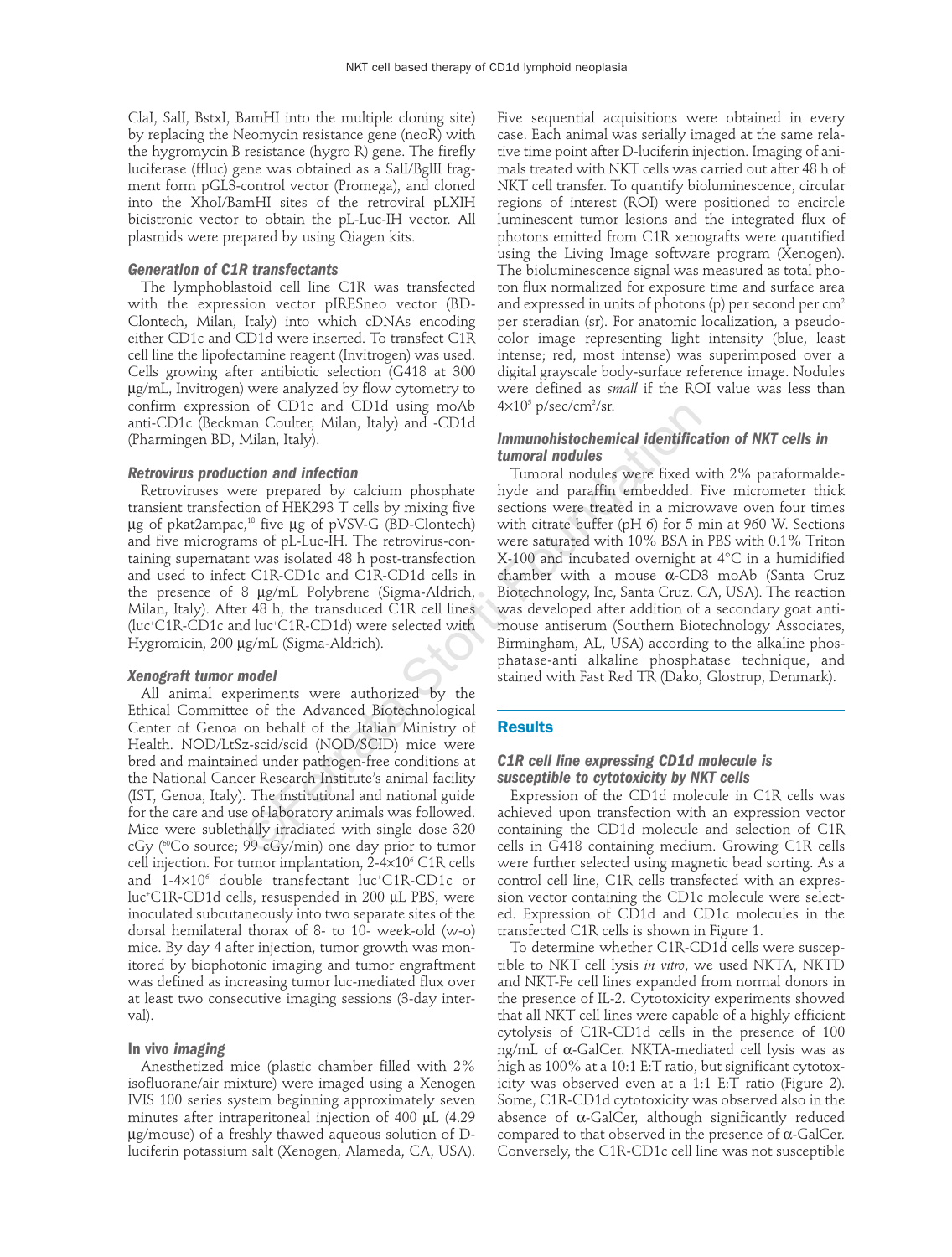ClaI, SalI, BstxI, BamHI into the multiple cloning site) by replacing the Neomycin resistance gene (neoR) with the hygromycin B resistance (hygro R) gene. The firefly luciferase (ffluc) gene was obtained as a SalI/BglII fragment form pGL3-control vector (Promega), and cloned into the XhoI/BamHI sites of the retroviral pLXIH bicistronic vector to obtain the pL-Luc-IH vector. All plasmids were prepared by using Qiagen kits.

### *Generation of C1R transfectants*

The lymphoblastoid cell line C1R was transfected with the expression vector pIRESneo vector (BD-Clontech, Milan, Italy) into which cDNAs encoding either CD1c and CD1d were inserted. To transfect C1R cell line the lipofectamine reagent (Invitrogen) was used. Cells growing after antibiotic selection (G418 at 300 μg/mL, Invitrogen) were analyzed by flow cytometry to confirm expression of CD1c and CD1d using moAb anti-CD1c (Beckman Coulter, Milan, Italy) and -CD1d (Pharmingen BD, Milan, Italy).

### *Retrovirus production and infection*

Retroviruses were prepared by calcium phosphate transient transfection of HEK293 T cells by mixing five μg of pkat2ampac,[18] five μg of pVSV-G (BD-Clontech) and five micrograms of pL-Luc-IH. The retrovirus-containing supernatant was isolated 48 h post-transfection and used to infect C1R-CD1c and C1R-CD1d cells in the presence of 8 μg/mL Polybrene (Sigma-Aldrich, Milan, Italy). After 48 h, the transduced C1R cell lines (luc$^+$C1R-CD1c and luc$^+$C1R-CD1d) were selected with Hygromicin, 200 μg/mL (Sigma-Aldrich).

### *Xenograft tumor model*

All animal experiments were authorized by the Ethical Committee of the Advanced Biotechnological Center of Genoa on behalf of the Italian Ministry of Health. NOD/LtSz-scid/scid (NOD/SCID) mice were bred and maintained under pathogen-free conditions at the National Cancer Research Institute's animal facility (IST, Genoa, Italy). The institutional and national guide for the care and use of laboratory animals was followed. Mice were sublethally irradiated with single dose 320 cGy ($^{60}$Co source; 99 cGy/min) one day prior to tumor cell injection. For tumor implantation, 2-4×10$^6$ C1R cells and 1-4×10$^6$ double transfectant luc$^+$C1R-CD1c or luc$^+$C1R-CD1d cells, resuspended in 200 μL PBS, were inoculated subcutaneously into two separate sites of the dorsal hemilateral thorax of 8- to 10- week-old (w-o) mice. By day 4 after injection, tumor growth was monitored by biophotonic imaging and tumor engraftment was defined as increasing tumor luc-mediated flux over at least two consecutive imaging sessions (3-day interval).

### In vivo *imaging*

Anesthetized mice (plastic chamber filled with 2% isofluorane/air mixture) were imaged using a Xenogen IVIS 100 series system beginning approximately seven minutes after intraperitoneal injection of 400 μL (4.29 μg/mouse) of a freshly thawed aqueous solution of D-luciferin potassium salt (Xenogen, Alameda, CA, USA). Five sequential acquisitions were obtained in every case. Each animal was serially imaged at the same relative time point after D-luciferin injection. Imaging of animals treated with NKT cells was carried out after 48 h of NKT cell transfer. To quantify bioluminescence, circular regions of interest (ROI) were positioned to encircle luminescent tumor lesions and the integrated flux of photons emitted from C1R xenografts were quantified using the Living Image software program (Xenogen). The bioluminescence signal was measured as total photon flux normalized for exposure time and surface area and expressed in units of photons (p) per second per cm$^2$ per steradian (sr). For anatomic localization, a pseudocolor image representing light intensity (blue, least intense; red, most intense) was superimposed over a digital grayscale body-surface reference image. Nodules were defined as *small* if the ROI value was less than 4×10$^5$ p/sec/cm$^2$/sr.

### *Immunohistochemical identification of NKT cells in tumoral nodules*

Tumoral nodules were fixed with 2% paraformaldehyde and paraffin embedded. Five micrometer thick sections were treated in a microwave oven four times with citrate buffer (pH 6) for 5 min at 960 W. Sections were saturated with 10% BSA in PBS with 0.1% Triton X-100 and incubated overnight at 4°C in a humidified chamber with a mouse α-CD3 moAb (Santa Cruz Biotechnology, Inc, Santa Cruz. CA, USA). The reaction was developed after addition of a secondary goat anti-mouse antiserum (Southern Biotechnology Associates, Birmingham, AL, USA) according to the alkaline phosphatase-anti alkaline phosphatase technique, and stained with Fast Red TR (Dako, Glostrup, Denmark).

## Results

### *C1R cell line expressing CD1d molecule is susceptible to cytotoxicity by NKT cells*

Expression of the CD1d molecule in C1R cells was achieved upon transfection with an expression vector containing the CD1d molecule and selection of C1R cells in G418 containing medium. Growing C1R cells were further selected using magnetic bead sorting. As a control cell line, C1R cells transfected with an expression vector containing the CD1c molecule were selected. Expression of CD1d and CD1c molecules in the transfected C1R cells is shown in Figure 1.

To determine whether C1R-CD1d cells were susceptible to NKT cell lysis *in vitro*, we used NKTA, NKTD and NKT-Fe cell lines expanded from normal donors in the presence of IL-2. Cytotoxicity experiments showed that all NKT cell lines were capable of a highly efficient cytolysis of C1R-CD1d cells in the presence of 100 ng/mL of α-GalCer. NKTA-mediated cell lysis was as high as 100% at a 10:1 E:T ratio, but significant cytotoxicity was observed even at a 1:1 E:T ratio (Figure 2). Some, C1R-CD1d cytotoxicity was observed also in the absence of α-GalCer, although significantly reduced compared to that observed in the presence of α-GalCer. Conversely, the C1R-CD1c cell line was not susceptible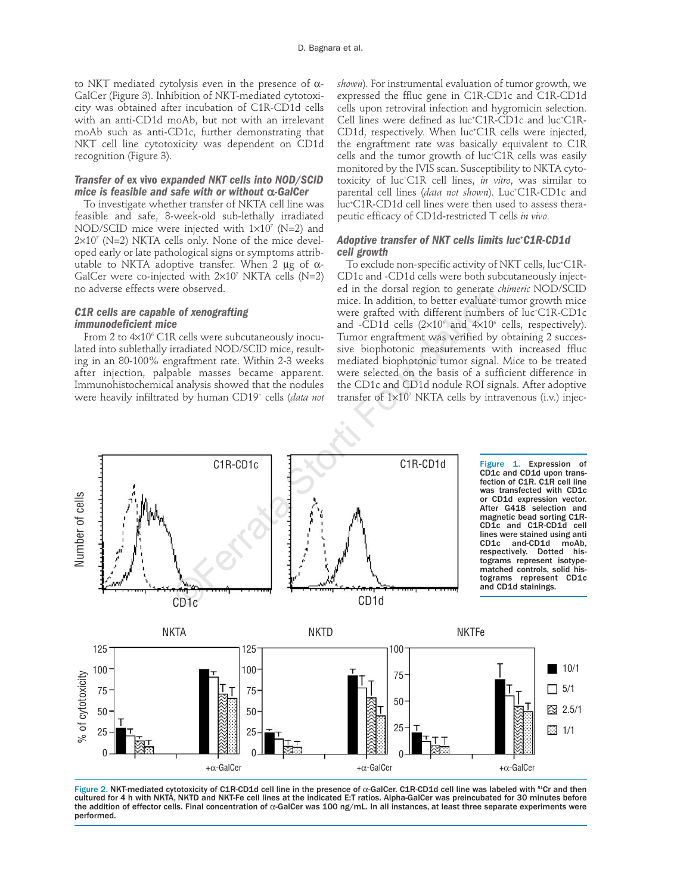to NKT mediated cytolysis even in the presence of α-GalCer (Figure 3). Inhibition of NKT-mediated cytotoxicity was obtained after incubation of C1R-CD1d cells with an anti-CD1d moAb, but not with an irrelevant moAb such as anti-CD1c, further demonstrating that NKT cell line cytotoxicity was dependent on CD1d recognition (Figure 3).

### *Transfer of* ex vivo *expanded NKT cells into NOD/SCID mice is feasible and safe with or without α-GalCer*

To investigate whether transfer of NKTA cell line was feasible and safe, 8-week-old sub-lethally irradiated NOD/SCID mice were injected with $1\times10^7$ (N=2) and $2\times10^7$ (N=2) NKTA cells only. None of the mice developed early or late pathological signs or symptoms attributable to NKTA adoptive transfer. When 2 μg of α-GalCer were co-injected with $2\times10^7$ NKTA cells (N=2) no adverse effects were observed.

### *C1R cells are capable of xenografting immunodeficient mice*

From 2 to $4\times10^6$ C1R cells were subcutaneously inoculated into sublethally irradiated NOD/SCID mice, resulting in an 80-100% engraftment rate. Within 2-3 weeks after injection, palpable masses became apparent. Immunohistochemical analysis showed that the nodules were heavily infiltrated by human CD19$^+$ cells (*data not shown*). For instrumental evaluation of tumor growth, we expressed the ffluc gene in C1R-CD1c and C1R-CD1d cells upon retroviral infection and hygromicin selection. Cell lines were defined as luc$^+$C1R-CD1c and luc$^+$C1R-CD1d, respectively. When luc$^+$C1R cells were injected, the engraftment rate was basically equivalent to C1R cells and the tumor growth of luc$^+$C1R cells was easily monitored by the IVIS scan. Susceptibility to NKTA cytotoxicity of luc$^+$C1R cell lines, *in vitro*, was similar to parental cell lines (*data not shown*). Luc$^+$C1R-CD1c and luc$^+$C1R-CD1d cell lines were then used to assess therapeutic efficacy of CD1d-restricted T cells *in vivo*.

### *Adoptive transfer of NKT cells limits luc$^+$C1R-CD1d cell growth*

To exclude non-specific activity of NKT cells, luc$^+$C1R-CD1c and -CD1d cells were both subcutaneously injected in the dorsal region to generate *chimeric* NOD/SCID mice. In addition, to better evaluate tumor growth mice were grafted with different numbers of luc$^+$C1R-CD1c and -CD1d cells ($2\times10^6$ and $4\times10^6$ cells, respectively). Tumor engraftment was verified by obtaining 2 successive biophotonic measurements with increased ffluc mediated biophotonic tumor signal. Mice to be treated were selected on the basis of a sufficient difference in the CD1c and CD1d nodule ROI signals. After adoptive transfer of $1\times10^7$ NKTA cells by intravenous (i.v.) injec-

**Figure 1.** Expression of CD1c and CD1d upon transfection of C1R. C1R cell line was transfected with CD1c or CD1d expression vector. After G418 selection and magnetic bead sorting C1R-CD1c and C1R-CD1d cell lines were stained using anti CD1c and-CD1d moAb, respectively. Dotted histograms represent isotype-matched controls, solid histograms represent CD1c and CD1d stainings.

**Figure 2.** NKT-mediated cytotoxicity of C1R-CD1d cell line in the presence of α-GalCer. C1R-CD1d cell line was labeled with $^{51}$Cr and then cultured for 4 h with NKTA, NKTD and NKT-Fe cell lines at the indicated E:T ratios. Alpha-GalCer was preincubated for 30 minutes before the addition of effector cells. Final concentration of α-GalCer was 100 ng/mL. In all instances, at least three separate experiments were performed.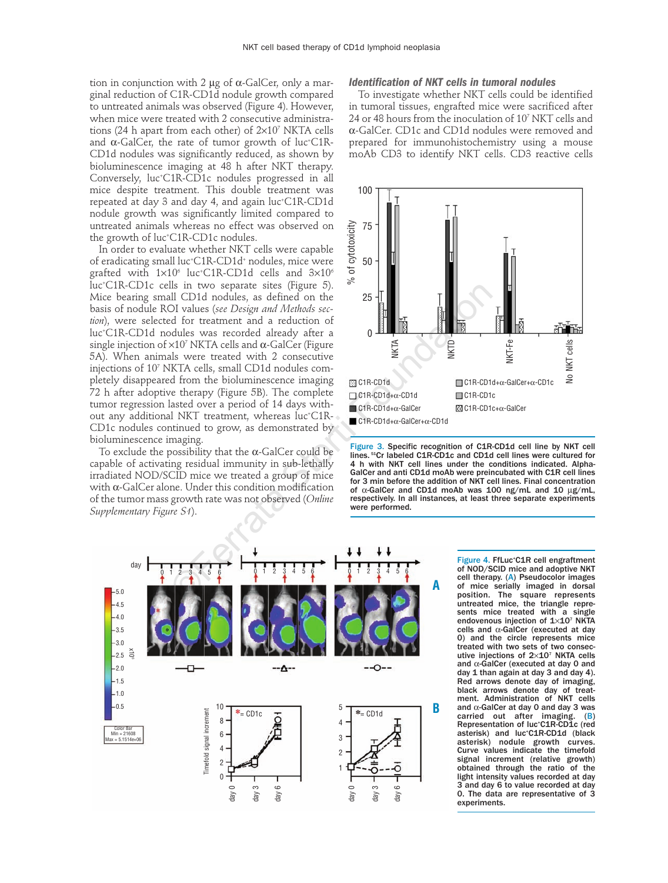tion in conjunction with 2 μg of α-GalCer, only a marginal reduction of C1R-CD1d nodule growth compared to untreated animals was observed (Figure 4). However, when mice were treated with 2 consecutive administrations (24 h apart from each other) of $2\times10^7$ NKTA cells and α-GalCer, the rate of tumor growth of luc+C1R-CD1d nodules was significantly reduced, as shown by bioluminescence imaging at 48 h after NKT therapy. Conversely, luc+C1R-CD1c nodules progressed in all mice despite treatment. This double treatment was repeated at day 3 and day 4, and again luc+C1R-CD1d nodule growth was significantly limited compared to untreated animals whereas no effect was observed on the growth of luc+C1R-CD1c nodules.

In order to evaluate whether NKT cells were capable of eradicating small luc+C1R-CD1d+ nodules, mice were grafted with $1\times10^6$ luc+C1R-CD1d cells and $3\times10^6$ luc+C1R-CD1c cells in two separate sites (Figure 5). Mice bearing small CD1d nodules, as defined on the basis of nodule ROI values (*see Design and Methods section*), were selected for treatment and a reduction of luc+C1R-CD1d nodules was recorded already after a single injection of $\times10^7$ NKTA cells and α-GalCer (Figure 5A). When animals were treated with 2 consecutive injections of $10^7$ NKTA cells, small CD1d nodules completely disappeared from the bioluminescence imaging 72 h after adoptive therapy (Figure 5B). The complete tumor regression lasted over a period of 14 days without any additional NKT treatment, whereas luc+C1R-CD1c nodules continued to grow, as demonstrated by bioluminescence imaging.

To exclude the possibility that the α-GalCer could be capable of activating residual immunity in sub-lethally irradiated NOD/SCID mice we treated a group of mice with α-GalCer alone. Under this condition modification of the tumor mass growth rate was not observed (*Online Supplementary Figure S1*).

### Identification of NKT cells in tumoral nodules

To investigate whether NKT cells could be identified in tumoral tissues, engrafted mice were sacrificed after 24 or 48 hours from the inoculation of $10^7$ NKT cells and α-GalCer. CD1c and CD1d nodules were removed and prepared for immunohistochemistry using a mouse moAb CD3 to identify NKT cells. CD3 reactive cells

**Figure 3. Specific recognition of C1R-CD1d cell line by NKT cell lines.** [51]**Cr labeled C1R-CD1c and CD1d cell lines were cultured for 4 h with NKT cell lines under the conditions indicated. Alpha-GalCer and anti CD1d moAb were preincubated with C1R cell lines for 3 min before the addition of NKT cell lines. Final concentration of α-GalCer and CD1d moAb was 100 ng/mL and 10 μg/mL, respectively. In all instances, at least three separate experiments were performed.**

**Figure 4. FfLuc+C1R cell engraftment of NOD/SCID mice and adoptive NKT cell therapy. (A) Pseudocolor images of mice serially imaged in dorsal position. The square represents untreated mice, the triangle represents mice treated with a single endovenous injection of $1\times10^7$ NKTA cells and α-GalCer (executed at day 0) and the circle represents mice treated with two sets of two consecutive injections of $2\times10^7$ NKTA cells and α-GalCer (executed at day 0 and day 1 than again at day 3 and day 4). Red arrows denote day of imaging, black arrows denote day of treatment. Administration of NKT cells and α-GalCer at day 0 and day 3 was carried out after imaging. (B) Representation of luc+C1R-CD1c (red asterisk) and luc+C1R-CD1d (black asterisk) nodule growth curves. Curve values indicate the timefold signal increment (relative growth) obtained through the ratio of the light intensity values recorded at day 3 and day 6 to value recorded at day 0. The data are representative of 3 experiments.**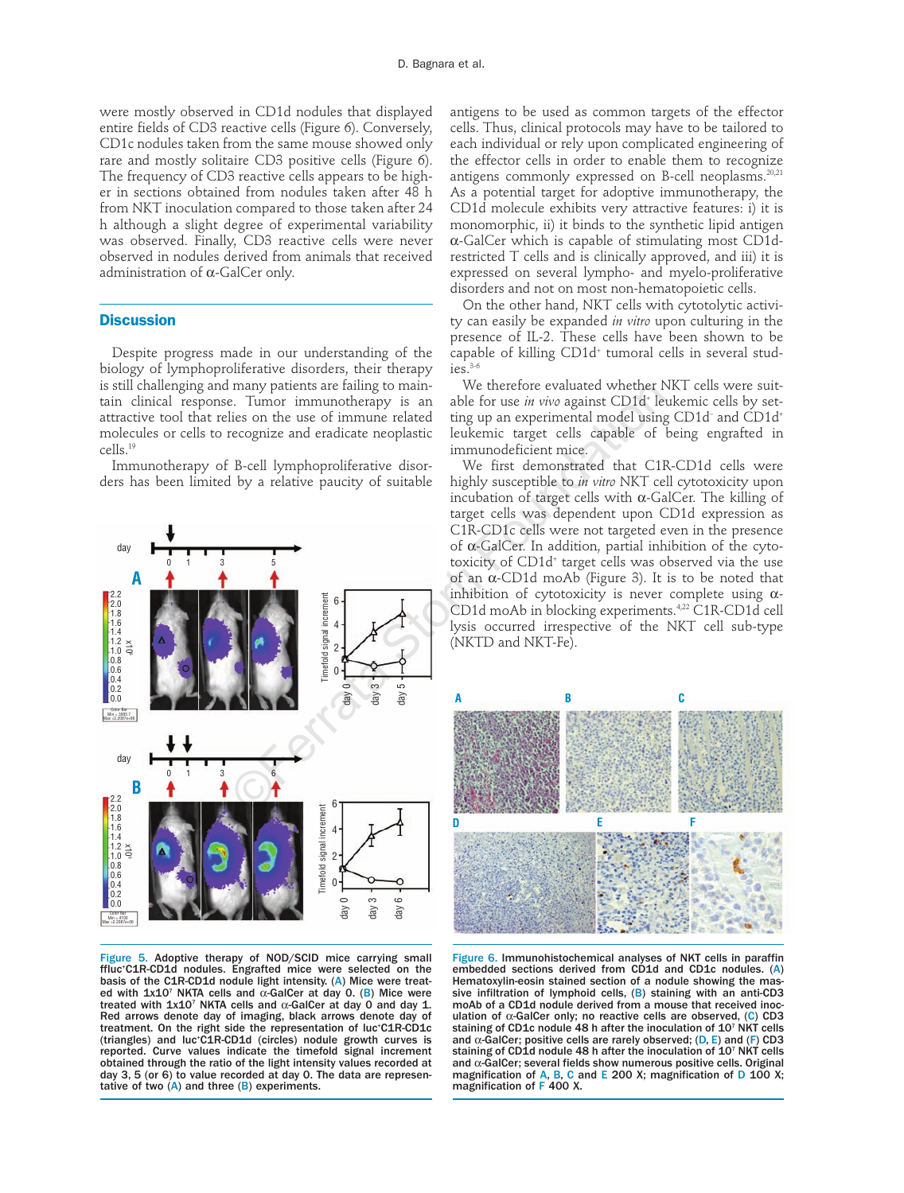were mostly observed in CD1d nodules that displayed entire fields of CD3 reactive cells (Figure 6). Conversely, CD1c nodules taken from the same mouse showed only rare and mostly solitaire CD3 positive cells (Figure 6). The frequency of CD3 reactive cells appears to be higher in sections obtained from nodules taken after 48 h from NKT inoculation compared to those taken after 24 h although a slight degree of experimental variability was observed. Finally, CD3 reactive cells were never observed in nodules derived from animals that received administration of α-GalCer only.

## Discussion

Despite progress made in our understanding of the biology of lymphoproliferative disorders, their therapy is still challenging and many patients are failing to maintain clinical response. Tumor immunotherapy is an attractive tool that relies on the use of immune related molecules or cells to recognize and eradicate neoplastic cells.[19]

Immunotherapy of B-cell lymphoproliferative disorders has been limited by a relative paucity of suitable antigens to be used as common targets of the effector cells. Thus, clinical protocols may have to be tailored to each individual or rely upon complicated engineering of the effector cells in order to enable them to recognize antigens commonly expressed on B-cell neoplasms.[20,21] As a potential target for adoptive immunotherapy, the CD1d molecule exhibits very attractive features: i) it is monomorphic, ii) it binds to the synthetic lipid antigen α-GalCer which is capable of stimulating most CD1d-restricted T cells and is clinically approved, and iii) it is expressed on several lympho- and myelo-proliferative disorders and not on most non-hematopoietic cells.

On the other hand, NKT cells with cytotolytic activity can easily be expanded *in vitro* upon culturing in the presence of IL-2. These cells have been shown to be capable of killing CD1d+ tumoral cells in several studies.[3-6]

We therefore evaluated whether NKT cells were suitable for use *in vivo* against CD1d+ leukemic cells by setting up an experimental model using CD1d- and CD1d+ leukemic target cells capable of being engrafted in immunodeficient mice.

We first demonstrated that C1R-CD1d cells were highly susceptible to *in vitro* NKT cell cytotoxicity upon incubation of target cells with α-GalCer. The killing of target cells was dependent upon CD1d expression as C1R-CD1c cells were not targeted even in the presence of α-GalCer. In addition, partial inhibition of the cytotoxicity of CD1d+ target cells was observed via the use of an α-CD1d moAb (Figure 3). It is to be noted that inhibition of cytotoxicity is never complete using α-CD1d moAb in blocking experiments.[4,22] C1R-CD1d cell lysis occurred irrespective of the NKT cell sub-type (NKTD and NKT-Fe).

**Figure 5. Adoptive therapy of NOD/SCID mice carrying small ffluc+C1R-CD1d nodules. Engrafted mice were selected on the basis of the C1R-CD1d nodule light intensity. (A) Mice were treated with 1x10[7] NKTA cells and α-GalCer at day 0. (B) Mice were treated with 1x10[7] NKTA cells and α-GalCer at day 0 and day 1. Red arrows denote day of imaging, black arrows denote day of treatment. On the right side the representation of luc+C1R-CD1c (triangles) and luc+C1R-CD1d (circles) nodule growth curves is reported. Curve values indicate the timefold signal increment obtained through the ratio of the light intensity values recorded at day 3, 5 (or 6) to value recorded at day 0. The data are representative of two (A) and three (B) experiments.**

**Figure 6. Immunohistochemical analyses of NKT cells in paraffin embedded sections derived from CD1d and CD1c nodules. (A) Hematoxylin-eosin stained section of a nodule showing the massive infiltration of lymphoid cells, (B) staining with an anti-CD3 moAb of a CD1d nodule derived from a mouse that received inoculation of α-GalCer only; no reactive cells are observed, (C) CD3 staining of CD1c nodule 48 h after the inoculation of 10[7] NKT cells and α-GalCer; positive cells are rarely observed; (D, E) and (F) CD3 staining of CD1d nodule 48 h after the inoculation of 10[7] NKT cells and α-GalCer; several fields show numerous positive cells. Original magnification of A, B, C and E 200 X; magnification of D 100 X; magnification of F 400 X.**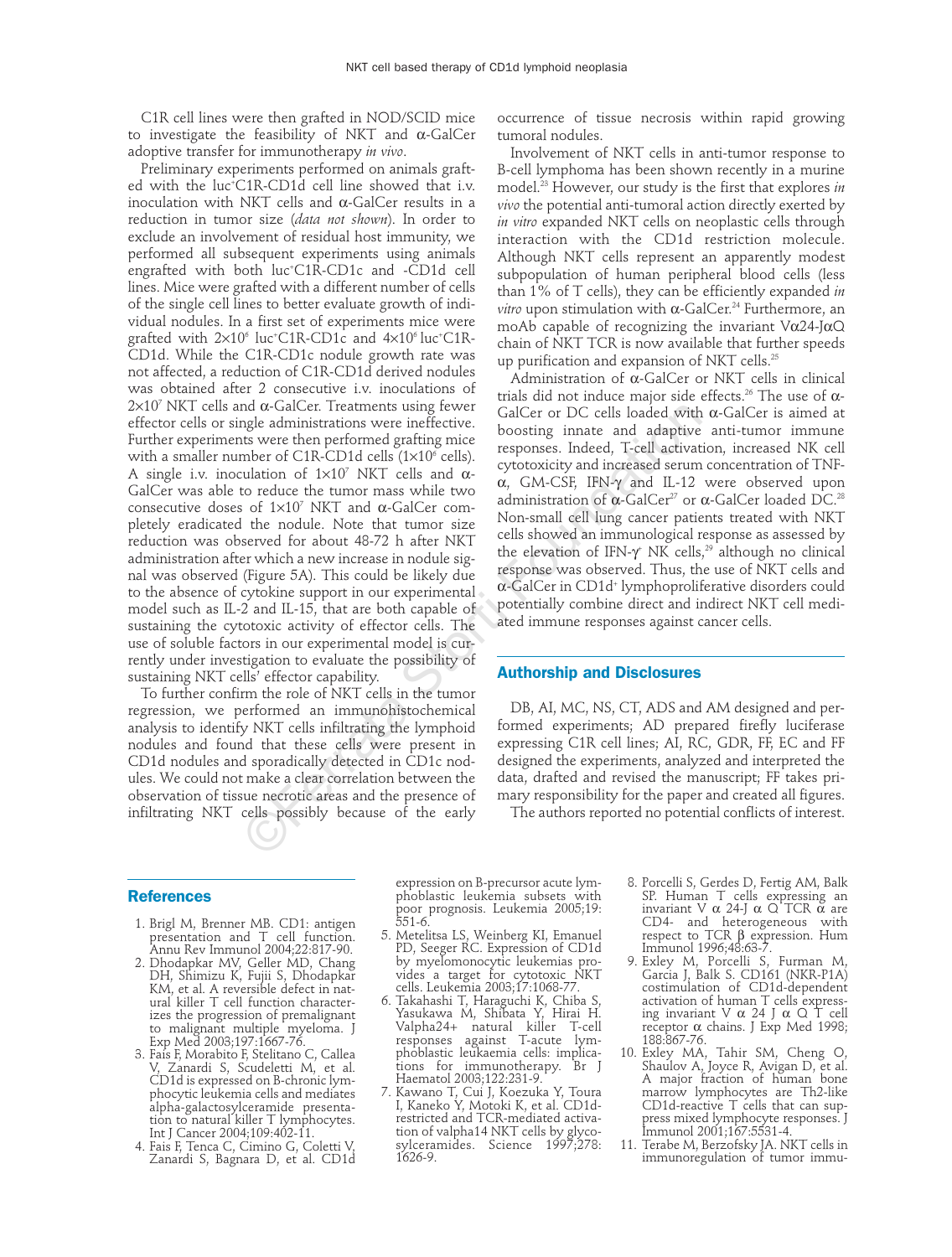C1R cell lines were then grafted in NOD/SCID mice to investigate the feasibility of NKT and α-GalCer adoptive transfer for immunotherapy *in vivo*.

Preliminary experiments performed on animals grafted with the luc+C1R-CD1d cell line showed that i.v. inoculation with NKT cells and α-GalCer results in a reduction in tumor size (*data not shown*). In order to exclude an involvement of residual host immunity, we performed all subsequent experiments using animals engrafted with both luc+C1R-CD1c and -CD1d cell lines. Mice were grafted with a different number of cells of the single cell lines to better evaluate growth of individual nodules. In a first set of experiments mice were grafted with $2\times10^6$ luc+C1R-CD1c and $4\times10^6$ luc+C1R-CD1d. While the C1R-CD1c nodule growth rate was not affected, a reduction of C1R-CD1d derived nodules was obtained after 2 consecutive i.v. inoculations of $2\times10^7$ NKT cells and α-GalCer. Treatments using fewer effector cells or single administrations were ineffective. Further experiments were then performed grafting mice with a smaller number of C1R-CD1d cells ($1\times10^6$ cells). A single i.v. inoculation of $1\times10^7$ NKT cells and α-GalCer was able to reduce the tumor mass while two consecutive doses of $1\times10^7$ NKT and α-GalCer completely eradicated the nodule. Note that tumor size reduction was observed for about 48-72 h after NKT administration after which a new increase in nodule signal was observed (Figure 5A). This could be likely due to the absence of cytokine support in our experimental model such as IL-2 and IL-15, that are both capable of sustaining the cytotoxic activity of effector cells. The use of soluble factors in our experimental model is currently under investigation to evaluate the possibility of sustaining NKT cells' effector capability.

To further confirm the role of NKT cells in the tumor regression, we performed an immunohistochemical analysis to identify NKT cells infiltrating the lymphoid nodules and found that these cells were present in CD1d nodules and sporadically detected in CD1c nodules. We could not make a clear correlation between the observation of tissue necrotic areas and the presence of infiltrating NKT cells possibly because of the early occurrence of tissue necrosis within rapid growing tumoral nodules.

Involvement of NKT cells in anti-tumor response to B-cell lymphoma has been shown recently in a murine model.[23] However, our study is the first that explores *in vivo* the potential anti-tumoral action directly exerted by *in vitro* expanded NKT cells on neoplastic cells through interaction with the CD1d restriction molecule. Although NKT cells represent an apparently modest subpopulation of human peripheral blood cells (less than 1% of T cells), they can be efficiently expanded *in vitro* upon stimulation with α-GalCer.[24] Furthermore, an moAb capable of recognizing the invariant Vα24-JαQ chain of NKT TCR is now available that further speeds up purification and expansion of NKT cells.[25]

Administration of α-GalCer or NKT cells in clinical trials did not induce major side effects.[26] The use of α-GalCer or DC cells loaded with α-GalCer is aimed at boosting innate and adaptive anti-tumor immune responses. Indeed, T-cell activation, increased NK cell cytotoxicity and increased serum concentration of TNF-α, GM-CSF, IFN-γ and IL-12 were observed upon administration of α-GalCer[27] or α-GalCer loaded DC.[28] Non-small cell lung cancer patients treated with NKT cells showed an immunological response as assessed by the elevation of IFN-γ+ NK cells,[29] although no clinical response was observed. Thus, the use of NKT cells and α-GalCer in CD1d+ lymphoproliferative disorders could potentially combine direct and indirect NKT cell mediated immune responses against cancer cells.

## Authorship and Disclosures

DB, AI, MC, NS, CT, ADS and AM designed and performed experiments; AD prepared firefly luciferase expressing C1R cell lines; AI, RC, GDR, FF, EC and FF designed the experiments, analyzed and interpreted the data, drafted and revised the manuscript; FF takes primary responsibility for the paper and created all figures.

The authors reported no potential conflicts of interest.

## References

1. Brigl M, Brenner MB. CD1: antigen presentation and T cell function. Annu Rev Immunol 2004;22:817-90.
2. Dhodapkar MV, Geller MD, Chang DH, Shimizu K, Fujii S, Dhodapkar KM, et al. A reversible defect in natural killer T cell function characterizes the progression of premalignant to malignant multiple myeloma. J Exp Med 2003;197:1667-76.
3. Fais F, Morabito F, Stelitano C, Callea V, Zanardi S, Scudeletti M, et al. CD1d is expressed on B-chronic lymphocytic leukemia cells and mediates alpha-galactosylceramide presentation to natural killer T lymphocytes. Int J Cancer 2004;109:402-11.
4. Fais F, Tenca C, Cimino G, Coletti V, Zanardi S, Bagnara D, et al. CD1d expression on B-precursor acute lymphoblastic leukemia subsets with poor prognosis. Leukemia 2005;19: 551-6.
5. Metelitsa LS, Weinberg KI, Emanuel PD, Seeger RC. Expression of CD1d by myelomonocytic leukemias provides a target for cytotoxic NKT cells. Leukemia 2003;17:1068-77.
6. Takahashi T, Haraguchi K, Chiba S, Yasukawa M, Shibata Y, Hirai H. Valpha24+ natural killer T-cell responses against T-acute lymphoblastic leukaemia cells: implications for immunotherapy. Br J Haematol 2003;122:231-9.
7. Kawano T, Cui J, Koezuka Y, Toura I, Kaneko Y, Motoki K, et al. CD1d-restricted and TCR-mediated activation of valpha14 NKT cells by glycosylceramides. Science 1997;278: 1626-9.
8. Porcelli S, Gerdes D, Fertig AM, Balk SP. Human T cells expressing an invariant V α 24-J α Q TCR α are CD4- and heterogeneous with respect to TCR β expression. Hum Immunol 1996;48:63-7.
9. Exley M, Porcelli S, Furman M, Garcia J, Balk S. CD161 (NKR-P1A) costimulation of CD1d-dependent activation of human T cells expressing invariant V α 24 J α Q T cell receptor α chains. J Exp Med 1998; 188:867-76.
10. Exley MA, Tahir SM, Cheng O, Shaulov A, Joyce R, Avigan D, et al. A major fraction of human bone marrow lymphocytes are Th2-like CD1d-reactive T cells that can suppress mixed lymphocyte responses. J Immunol 2001;167:5531-4.
11. Terabe M, Berzofsky JA. NKT cells in immunoregulation of tumor immu-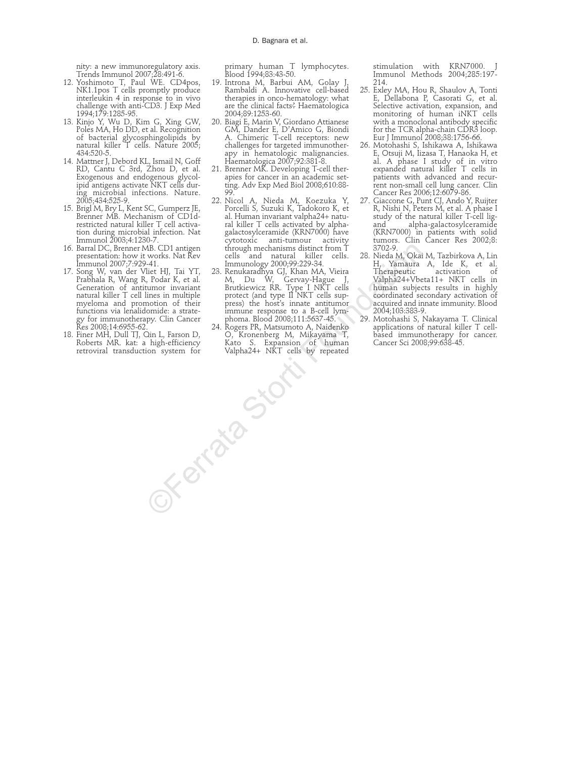nity: a new immunoregulatory axis. Trends Immunol 2007;28:491-6.

12. Yoshimoto T, Paul WE. CD4pos, NK1.1pos T cells promptly produce interleukin 4 in response to in vivo challenge with anti-CD3. J Exp Med 1994;179:1285-95.
13. Kinjo Y, Wu D, Kim G, Xing GW, Poles MA, Ho DD, et al. Recognition of bacterial glycosphingolipids by natural killer T cells. Nature 2005; 434:520-5.
14. Mattner J, Debord KL, Ismail N, Goff RD, Cantu C 3rd, Zhou D, et al. Exogenous and endogenous glycolipid antigens activate NKT cells during microbial infections. Nature. 2005;434:525-9.
15. Brigl M, Bry L, Kent SC, Gumperz JE, Brenner MB. Mechanism of CD1d-restricted natural killer T cell activation during microbial infection. Nat Immunol 2003;4:1230-7.
16. Barral DC, Brenner MB. CD1 antigen presentation: how it works. Nat Rev Immunol 2007;7:929-41.
17. Song W, van der Vliet HJ, Tai YT, Prabhala R, Wang R, Podar K, et al. Generation of antitumor invariant natural killer T cell lines in multiple myeloma and promotion of their functions via lenalidomide: a strategy for immunotherapy. Clin Cancer Res 2008;14:6955-62.
18. Finer MH, Dull TJ, Qin L, Farson D, Roberts MR. kat: a high-efficiency retroviral transduction system for primary human T lymphocytes. Blood 1994;83:43-50.
19. Introna M, Barbui AM, Golay J, Rambaldi A. Innovative cell-based therapies in onco-hematology: what are the clinical facts? Haematologica 2004;89:1253-60.
20. Biagi E, Marin V, Giordano Attianese GM, Dander E, D'Amico G, Biondi A. Chimeric T-cell receptors: new challenges for targeted immunotherapy in hematologic malignancies. Haematologica 2007;92:381-8.
21. Brenner MK. Developing T-cell therapies for cancer in an academic setting. Adv Exp Med Biol 2008;610:88-99.
22. Nicol A, Nieda M, Koezuka Y, Porcelli S, Suzuki K, Tadokoro K, et al. Human invariant valpha24+ natural killer T cells activated by alpha-galactosylceramide (KRN7000) have cytotoxic anti-tumour activity through mechanisms distinct from T cells and natural killer cells. Immunology 2000;99:229-34.
23. Renukaradhya GJ, Khan MA, Vieira M, Du W, Gervay-Hague J, Brutkiewicz RR. Type I NKT cells protect (and type II NKT cells suppress) the host's innate antitumor immune response to a B-cell lymphoma. Blood 2008;111:5637-45.
24. Rogers PR, Matsumoto A, Naidenko O, Kronenberg M, Mikayama T, Kato S. Expansion of human Valpha24+ NKT cells by repeated stimulation with KRN7000. J Immunol Methods 2004;285:197-214.
25. Exley MA, Hou R, Shaulov A, Tonti E, Dellabona P, Casorati G, et al. Selective activation, expansion, and monitoring of human iNKT cells with a monoclonal antibody specific for the TCR alpha-chain CDR3 loop. Eur J Immunol 2008;38:1756-66.
26. Motohashi S, Ishikawa A, Ishikawa E, Otsuji M, Iizasa T, Hanaoka H, et al. A phase I study of in vitro expanded natural killer T cells in patients with advanced and recurrent non-small cell lung cancer. Clin Cancer Res 2006;12:6079-86.
27. Giaccone G, Punt CJ, Ando Y, Ruijter R, Nishi N, Peters M, et al. A phase I study of the natural killer T-cell ligand alpha-galactosylceramide (KRN7000) in patients with solid tumors. Clin Cancer Res 2002;8:3702-9.
28. Nieda M, Okai M, Tazbirkova A, Lin H, Yamaura A, Ide K, et al. Therapeutic activation of Valpha24+Vbeta11+ NKT cells in human subjects results in highly coordinated secondary activation of acquired and innate immunity. Blood 2004;103:383-9.
29. Motohashi S, Nakayama T. Clinical applications of natural killer T cell-based immunotherapy for cancer. Cancer Sci 2008;99:638-45.